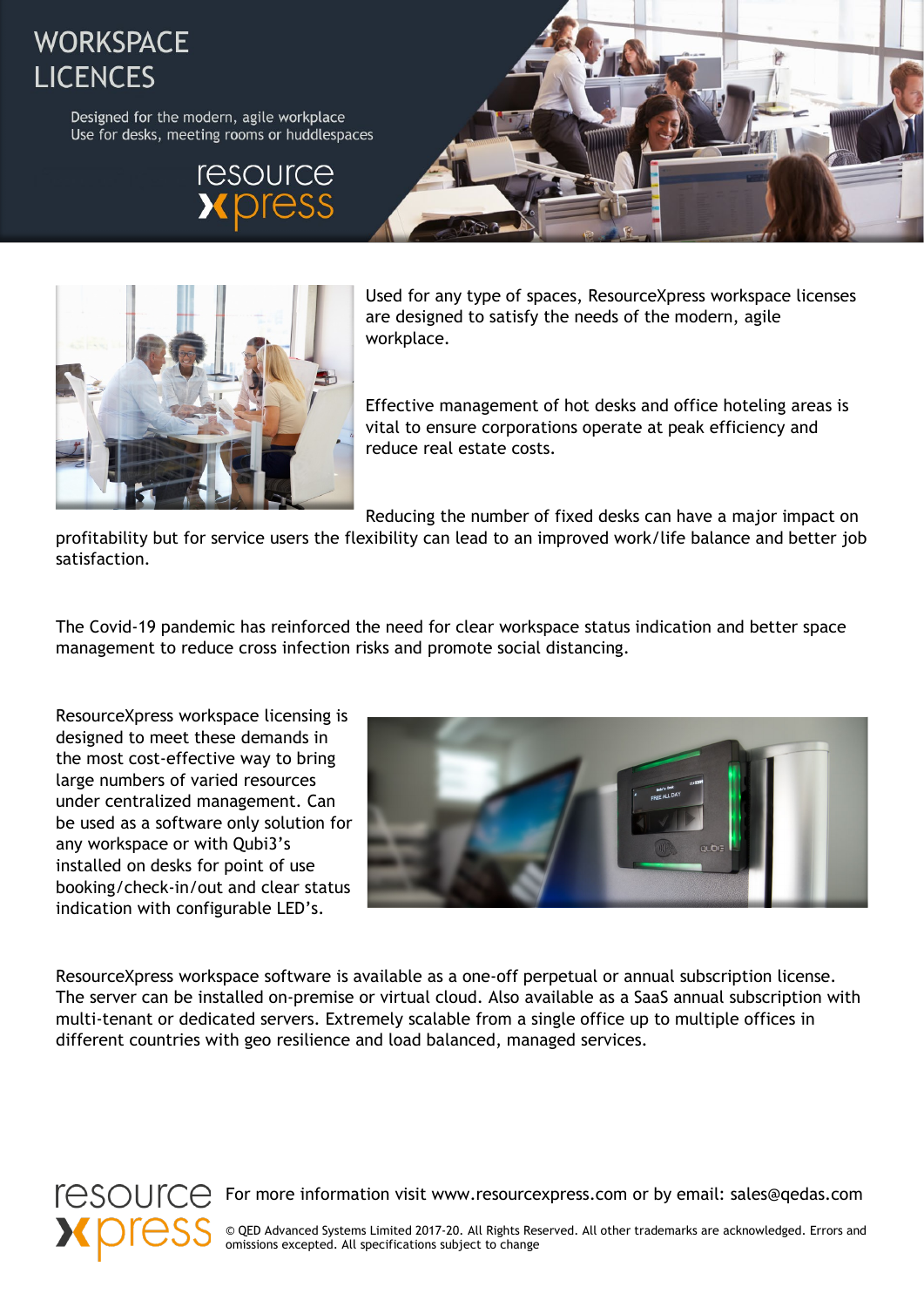# WORKSPACE LICENCES

Designed for the modern, agile workplace
Use for desks, meeting rooms or huddlespaces

resource xpress

Used for any type of spaces, ResourceXpress workspace licenses are designed to satisfy the needs of the modern, agile workplace.

Effective management of hot desks and office hoteling areas is vital to ensure corporations operate at peak efficiency and reduce real estate costs.

Reducing the number of fixed desks can have a major impact on profitability but for service users the flexibility can lead to an improved work/life balance and better job satisfaction.

The Covid-19 pandemic has reinforced the need for clear workspace status indication and better space management to reduce cross infection risks and promote social distancing.

ResourceXpress workspace licensing is designed to meet these demands in the most cost-effective way to bring large numbers of varied resources under centralized management. Can be used as a software only solution for any workspace or with Qubi3's installed on desks for point of use booking/check-in/out and clear status indication with configurable LED's.

ResourceXpress workspace software is available as a one-off perpetual or annual subscription license. The server can be installed on-premise or virtual cloud. Also available as a SaaS annual subscription with multi-tenant or dedicated servers. Extremely scalable from a single office up to multiple offices in different countries with geo resilience and load balanced, managed services.

resource xpress

For more information visit www.resourcexpress.com or by email: sales@qedas.com

© QED Advanced Systems Limited 2017-20. All Rights Reserved. All other trademarks are acknowledged. Errors and omissions excepted. All specifications subject to change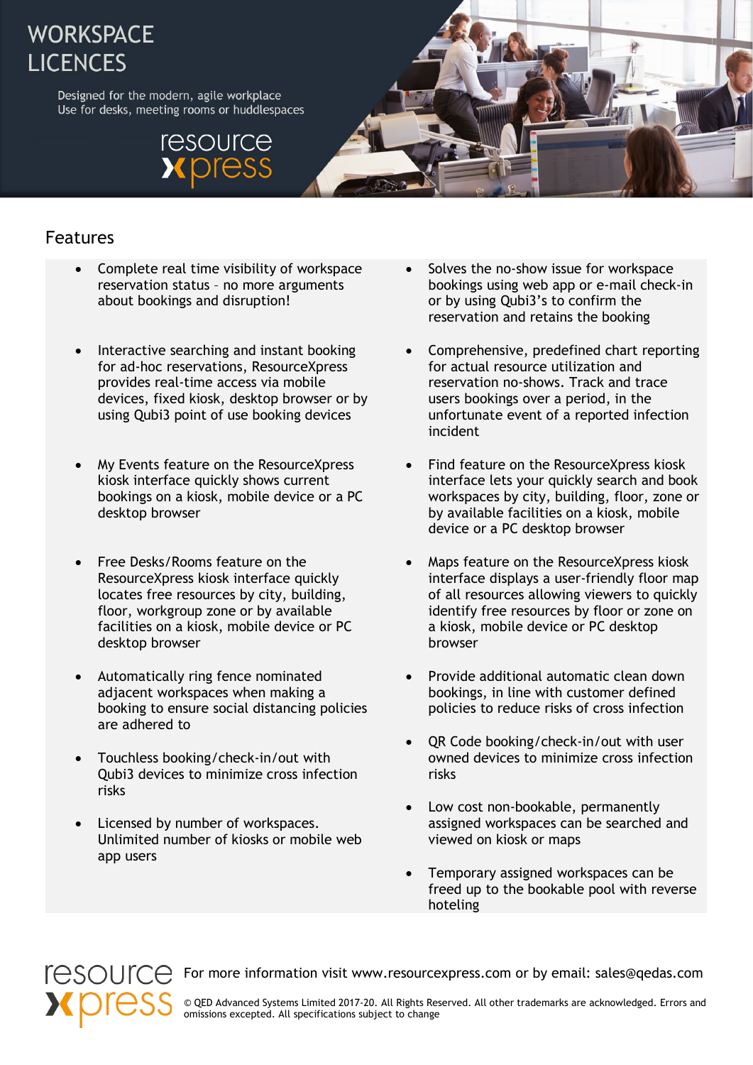# WORKSPACE LICENCES

Designed for the modern, agile workplace
Use for desks, meeting rooms or huddlespaces

resource xpress

## Features

- Complete real time visibility of workspace reservation status – no more arguments about bookings and disruption!
- Interactive searching and instant booking for ad-hoc reservations, ResourceXpress provides real-time access via mobile devices, fixed kiosk, desktop browser or by using Qubi3 point of use booking devices
- My Events feature on the ResourceXpress kiosk interface quickly shows current bookings on a kiosk, mobile device or a PC desktop browser
- Free Desks/Rooms feature on the ResourceXpress kiosk interface quickly locates free resources by city, building, floor, workgroup zone or by available facilities on a kiosk, mobile device or PC desktop browser
- Automatically ring fence nominated adjacent workspaces when making a booking to ensure social distancing policies are adhered to
- Touchless booking/check-in/out with Qubi3 devices to minimize cross infection risks
- Licensed by number of workspaces. Unlimited number of kiosks or mobile web app users
- Solves the no-show issue for workspace bookings using web app or e-mail check-in or by using Qubi3's to confirm the reservation and retains the booking
- Comprehensive, predefined chart reporting for actual resource utilization and reservation no-shows. Track and trace users bookings over a period, in the unfortunate event of a reported infection incident
- Find feature on the ResourceXpress kiosk interface lets your quickly search and book workspaces by city, building, floor, zone or by available facilities on a kiosk, mobile device or a PC desktop browser
- Maps feature on the ResourceXpress kiosk interface displays a user-friendly floor map of all resources allowing viewers to quickly identify free resources by floor or zone on a kiosk, mobile device or PC desktop browser
- Provide additional automatic clean down bookings, in line with customer defined policies to reduce risks of cross infection
- QR Code booking/check-in/out with user owned devices to minimize cross infection risks
- Low cost non-bookable, permanently assigned workspaces can be searched and viewed on kiosk or maps
- Temporary assigned workspaces can be freed up to the bookable pool with reverse hoteling

For more information visit www.resourcexpress.com or by email: sales@qedas.com

© QED Advanced Systems Limited 2017-20. All Rights Reserved. All other trademarks are acknowledged. Errors and omissions excepted. All specifications subject to change